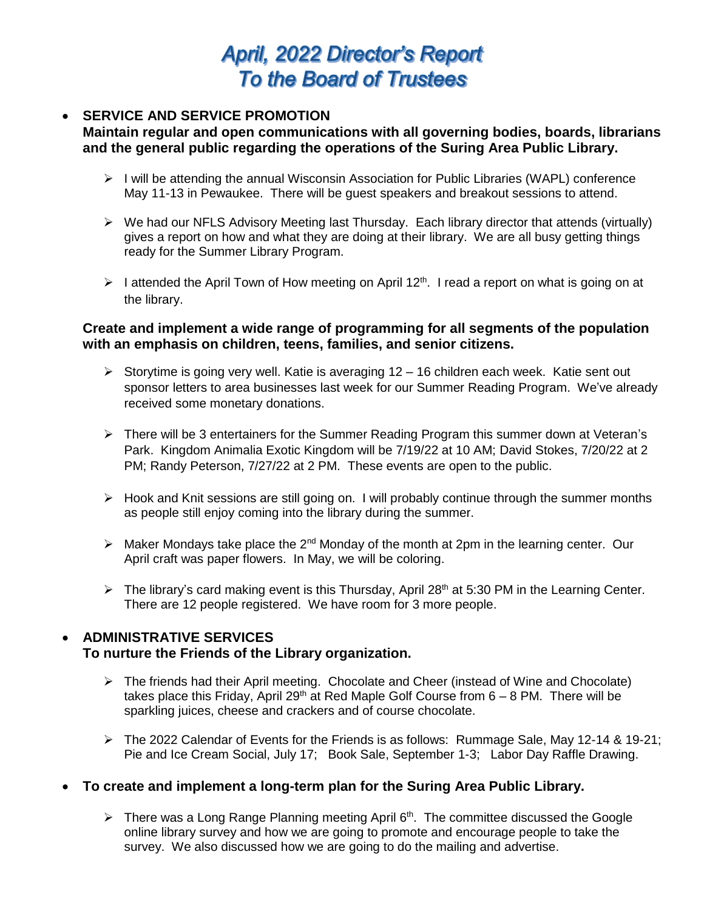# April, 2022 Director's Report
# To the Board of Trustees

- **SERVICE AND SERVICE PROMOTION**
  **Maintain regular and open communications with all governing bodies, boards, librarians and the general public regarding the operations of the Suring Area Public Library.**

  - I will be attending the annual Wisconsin Association for Public Libraries (WAPL) conference May 11-13 in Pewaukee. There will be guest speakers and breakout sessions to attend.
  - We had our NFLS Advisory Meeting last Thursday. Each library director that attends (virtually) gives a report on how and what they are doing at their library. We are all busy getting things ready for the Summer Library Program.
  - I attended the April Town of How meeting on April 12th. I read a report on what is going on at the library.

  **Create and implement a wide range of programming for all segments of the population with an emphasis on children, teens, families, and senior citizens.**

  - Storytime is going very well. Katie is averaging 12 – 16 children each week. Katie sent out sponsor letters to area businesses last week for our Summer Reading Program. We've already received some monetary donations.
  - There will be 3 entertainers for the Summer Reading Program this summer down at Veteran's Park. Kingdom Animalia Exotic Kingdom will be 7/19/22 at 10 AM; David Stokes, 7/20/22 at 2 PM; Randy Peterson, 7/27/22 at 2 PM. These events are open to the public.
  - Hook and Knit sessions are still going on. I will probably continue through the summer months as people still enjoy coming into the library during the summer.
  - Maker Mondays take place the 2nd Monday of the month at 2pm in the learning center. Our April craft was paper flowers. In May, we will be coloring.
  - The library's card making event is this Thursday, April 28th at 5:30 PM in the Learning Center. There are 12 people registered. We have room for 3 more people.

- **ADMINISTRATIVE SERVICES**
  **To nurture the Friends of the Library organization.**

  - The friends had their April meeting. Chocolate and Cheer (instead of Wine and Chocolate) takes place this Friday, April 29th at Red Maple Golf Course from 6 – 8 PM. There will be sparkling juices, cheese and crackers and of course chocolate.
  - The 2022 Calendar of Events for the Friends is as follows: Rummage Sale, May 12-14 & 19-21; Pie and Ice Cream Social, July 17; Book Sale, September 1-3; Labor Day Raffle Drawing.

- **To create and implement a long-term plan for the Suring Area Public Library.**

  - There was a Long Range Planning meeting April 6th. The committee discussed the Google online library survey and how we are going to promote and encourage people to take the survey. We also discussed how we are going to do the mailing and advertise.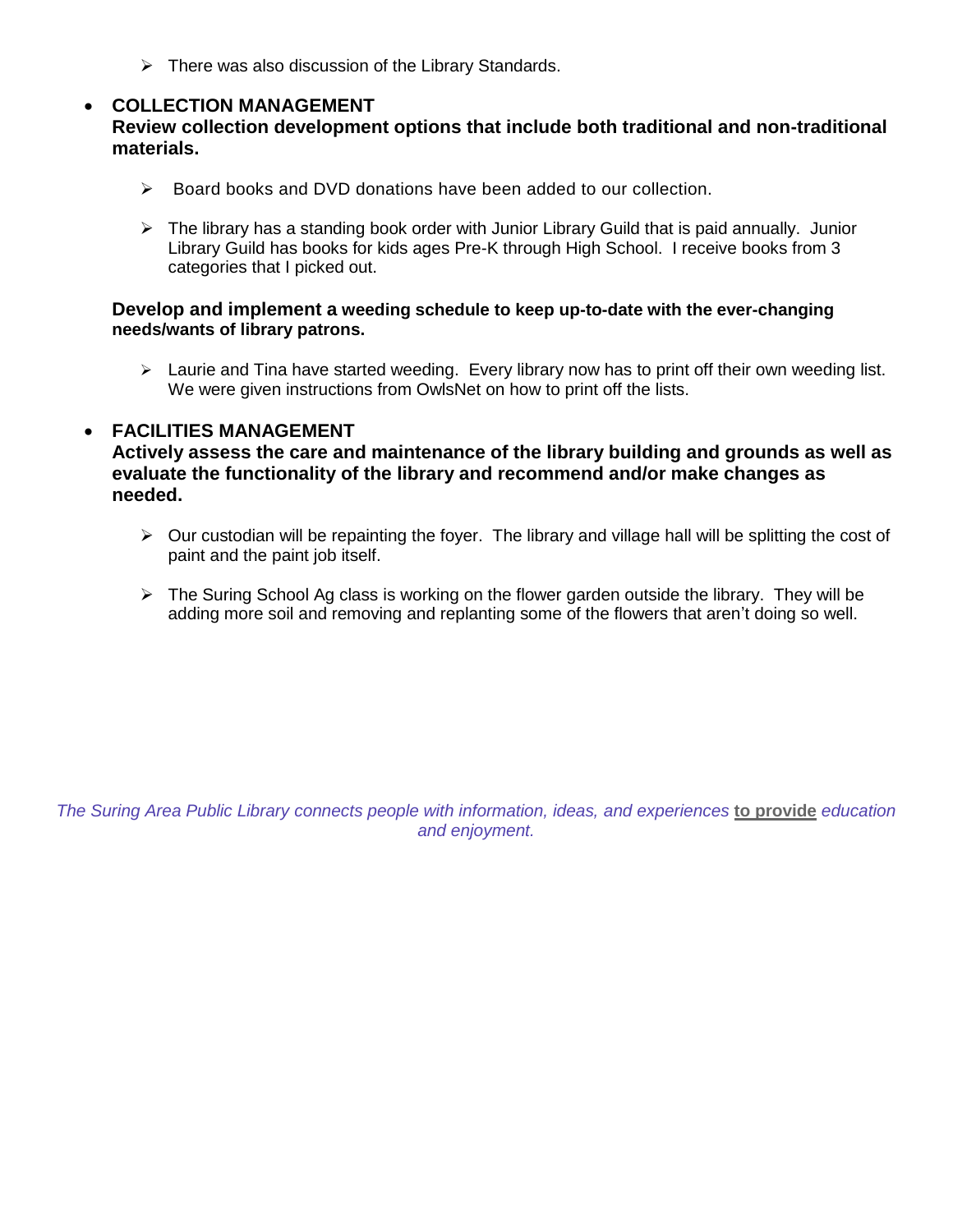- There was also discussion of the Library Standards.

- **COLLECTION MANAGEMENT**
  **Review collection development options that include both traditional and non-traditional materials.**

  - Board books and DVD donations have been added to our collection.
  - The library has a standing book order with Junior Library Guild that is paid annually. Junior Library Guild has books for kids ages Pre-K through High School. I receive books from 3 categories that I picked out.

  **Develop and implement a weeding schedule to keep up-to-date with the ever-changing needs/wants of library patrons.**

  - Laurie and Tina have started weeding. Every library now has to print off their own weeding list. We were given instructions from OwlsNet on how to print off the lists.

- **FACILITIES MANAGEMENT**
  **Actively assess the care and maintenance of the library building and grounds as well as evaluate the functionality of the library and recommend and/or make changes as needed.**

  - Our custodian will be repainting the foyer. The library and village hall will be splitting the cost of paint and the paint job itself.
  - The Suring School Ag class is working on the flower garden outside the library. They will be adding more soil and removing and replanting some of the flowers that aren't doing so well.

*The Suring Area Public Library connects people with information, ideas, and experiences* **to provide** *education and enjoyment.*